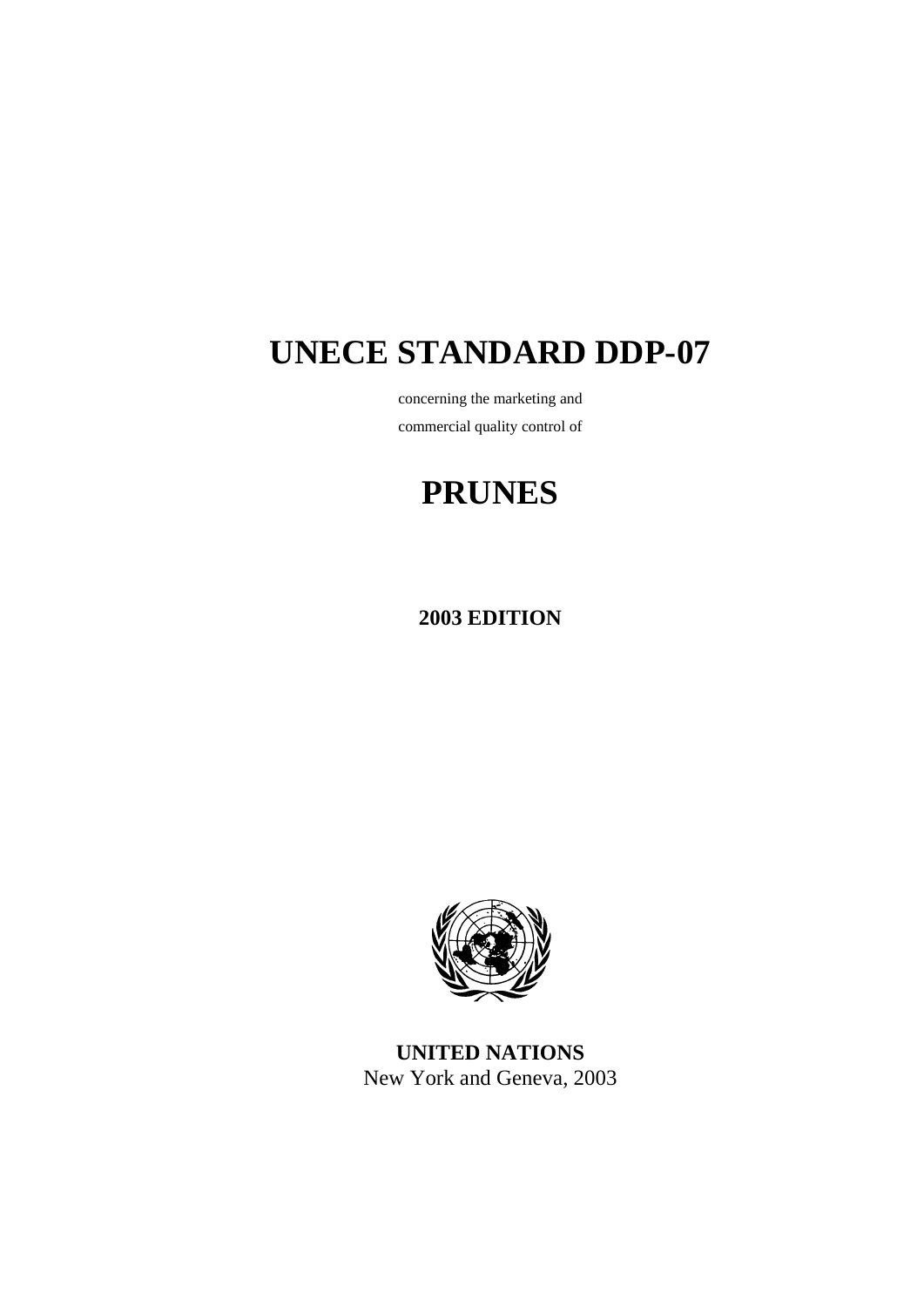# UNECE STANDARD DDP-07

concerning the marketing and

commercial quality control of

# PRUNES

**2003 EDITION**

**UNITED NATIONS**

New York and Geneva, 2003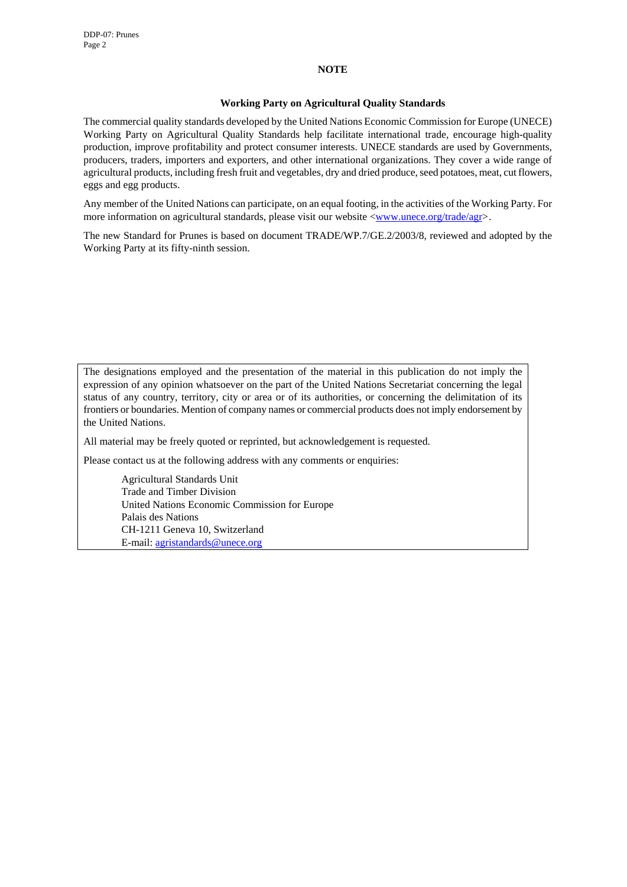# NOTE

## Working Party on Agricultural Quality Standards

The commercial quality standards developed by the United Nations Economic Commission for Europe (UNECE) Working Party on Agricultural Quality Standards help facilitate international trade, encourage high-quality production, improve profitability and protect consumer interests. UNECE standards are used by Governments, producers, traders, importers and exporters, and other international organizations. They cover a wide range of agricultural products, including fresh fruit and vegetables, dry and dried produce, seed potatoes, meat, cut flowers, eggs and egg products.

Any member of the United Nations can participate, on an equal footing, in the activities of the Working Party. For more information on agricultural standards, please visit our website <www.unece.org/trade/agr>.

The new Standard for Prunes is based on document TRADE/WP.7/GE.2/2003/8, reviewed and adopted by the Working Party at its fifty-ninth session.

---

The designations employed and the presentation of the material in this publication do not imply the expression of any opinion whatsoever on the part of the United Nations Secretariat concerning the legal status of any country, territory, city or area or of its authorities, or concerning the delimitation of its frontiers or boundaries. Mention of company names or commercial products does not imply endorsement by the United Nations.

All material may be freely quoted or reprinted, but acknowledgement is requested.

Please contact us at the following address with any comments or enquiries:

Agricultural Standards Unit
Trade and Timber Division
United Nations Economic Commission for Europe
Palais des Nations
CH-1211 Geneva 10, Switzerland
E-mail: agristandards@unece.org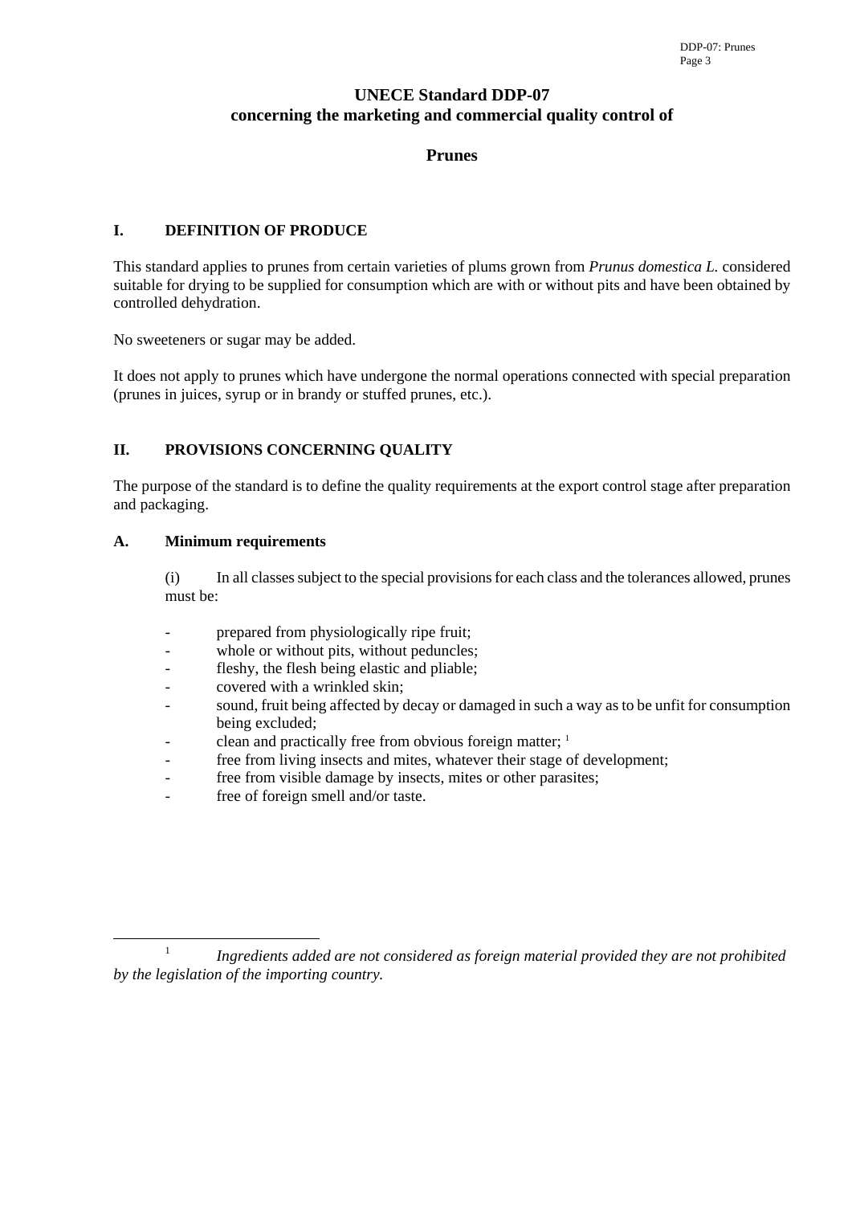# UNECE Standard DDP-07 concerning the marketing and commercial quality control of

# Prunes

## I. DEFINITION OF PRODUCE

This standard applies to prunes from certain varieties of plums grown from *Prunus domestica L.* considered suitable for drying to be supplied for consumption which are with or without pits and have been obtained by controlled dehydration.

No sweeteners or sugar may be added.

It does not apply to prunes which have undergone the normal operations connected with special preparation (prunes in juices, syrup or in brandy or stuffed prunes, etc.).

## II. PROVISIONS CONCERNING QUALITY

The purpose of the standard is to define the quality requirements at the export control stage after preparation and packaging.

### A. Minimum requirements

(i) In all classes subject to the special provisions for each class and the tolerances allowed, prunes must be:

- prepared from physiologically ripe fruit;
- whole or without pits, without peduncles;
- fleshy, the flesh being elastic and pliable;
- covered with a wrinkled skin;
- sound, fruit being affected by decay or damaged in such a way as to be unfit for consumption being excluded;
- clean and practically free from obvious foreign matter; [1]
- free from living insects and mites, whatever their stage of development;
- free from visible damage by insects, mites or other parasites;
- free of foreign smell and/or taste.

---

[1] *Ingredients added are not considered as foreign material provided they are not prohibited by the legislation of the importing country.*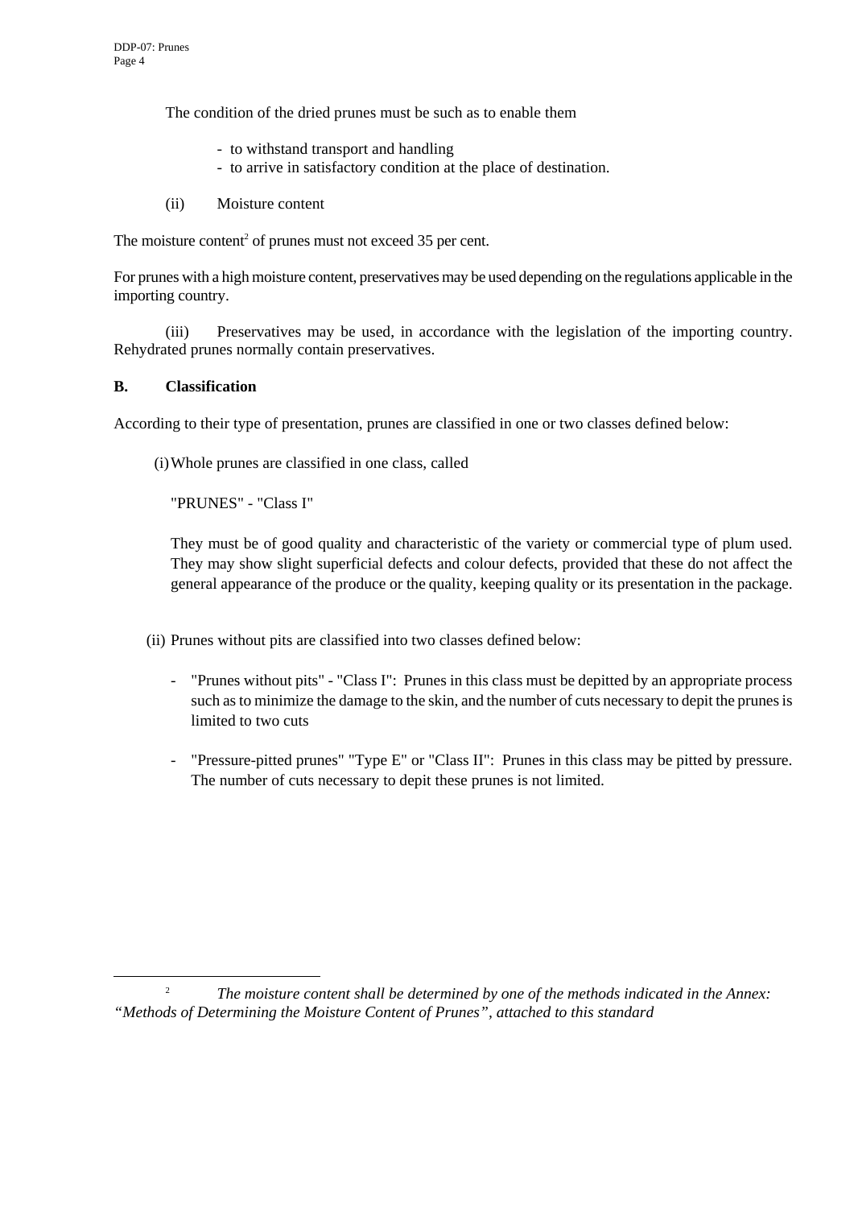The condition of the dried prunes must be such as to enable them

- to withstand transport and handling
- to arrive in satisfactory condition at the place of destination.

(ii) Moisture content

The moisture content[2] of prunes must not exceed 35 per cent.

For prunes with a high moisture content, preservatives may be used depending on the regulations applicable in the importing country.

(iii) Preservatives may be used, in accordance with the legislation of the importing country. Rehydrated prunes normally contain preservatives.

## B. Classification

According to their type of presentation, prunes are classified in one or two classes defined below:

(i) Whole prunes are classified in one class, called

"PRUNES" - "Class I"

They must be of good quality and characteristic of the variety or commercial type of plum used. They may show slight superficial defects and colour defects, provided that these do not affect the general appearance of the produce or the quality, keeping quality or its presentation in the package.

(ii) Prunes without pits are classified into two classes defined below:

- "Prunes without pits" - "Class I": Prunes in this class must be depitted by an appropriate process such as to minimize the damage to the skin, and the number of cuts necessary to depit the prunes is limited to two cuts

- "Pressure-pitted prunes" "Type E" or "Class II": Prunes in this class may be pitted by pressure. The number of cuts necessary to depit these prunes is not limited.

---

[2] *The moisture content shall be determined by one of the methods indicated in the Annex: "Methods of Determining the Moisture Content of Prunes", attached to this standard*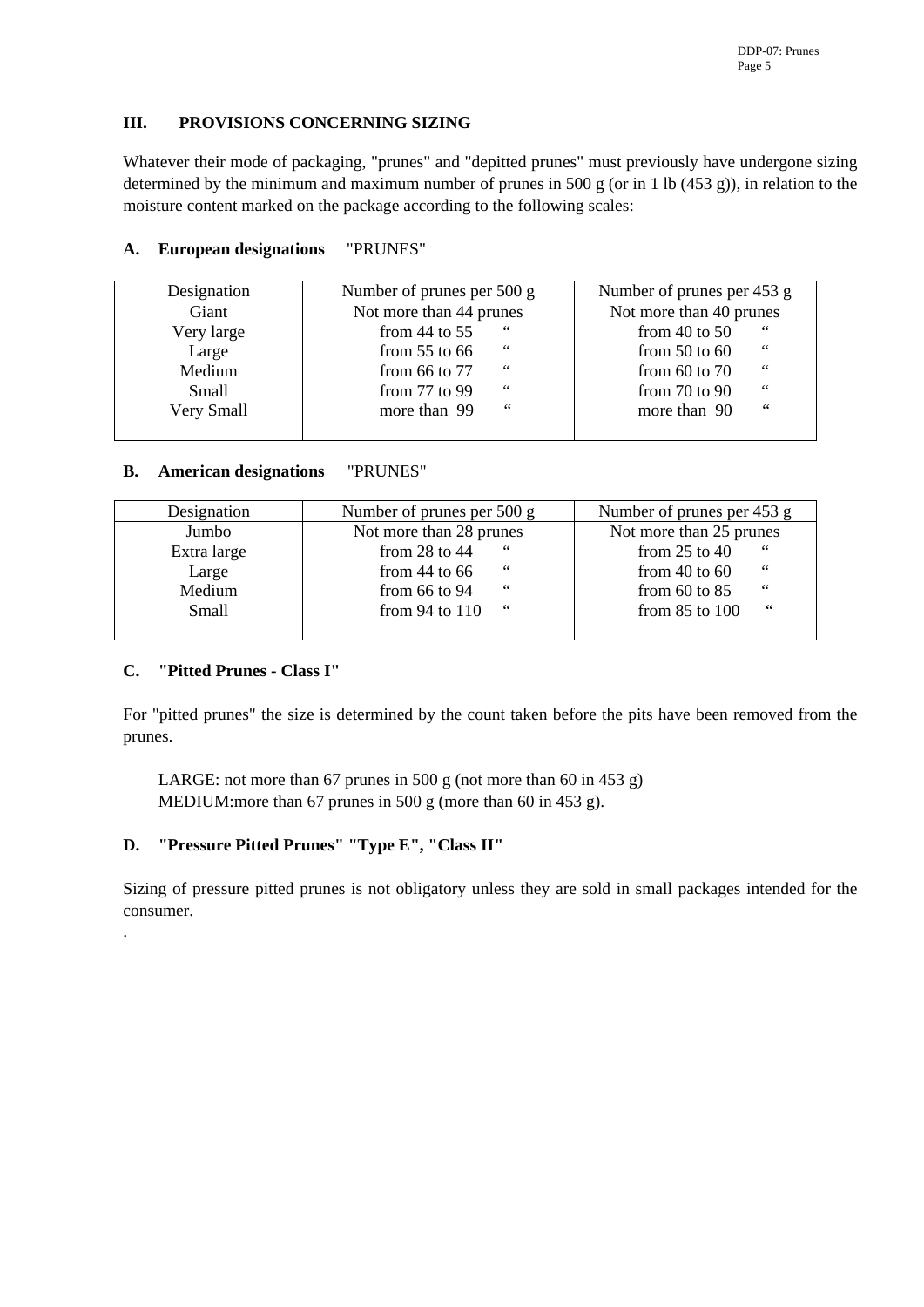## III. PROVISIONS CONCERNING SIZING

Whatever their mode of packaging, "prunes" and "depitted prunes" must previously have undergone sizing determined by the minimum and maximum number of prunes in 500 g (or in 1 lb (453 g)), in relation to the moisture content marked on the package according to the following scales:

### A. European designations "PRUNES"

| Designation | Number of prunes per 500 g | Number of prunes per 453 g |
|---|---|---|
| Giant | Not more than 44 prunes | Not more than 40 prunes |
| Very large | from 44 to 55 " | from 40 to 50 " |
| Large | from 55 to 66 " | from 50 to 60 " |
| Medium | from 66 to 77 " | from 60 to 70 " |
| Small | from 77 to 99 " | from 70 to 90 " |
| Very Small | more than 99 " | more than 90 " |

### B. American designations "PRUNES"

| Designation | Number of prunes per 500 g | Number of prunes per 453 g |
|---|---|---|
| Jumbo | Not more than 28 prunes | Not more than 25 prunes |
| Extra large | from 28 to 44 " | from 25 to 40 " |
| Large | from 44 to 66 " | from 40 to 60 " |
| Medium | from 66 to 94 " | from 60 to 85 " |
| Small | from 94 to 110 " | from 85 to 100 " |

### C. "Pitted Prunes - Class I"

For "pitted prunes" the size is determined by the count taken before the pits have been removed from the prunes.

LARGE: not more than 67 prunes in 500 g (not more than 60 in 453 g)
MEDIUM:more than 67 prunes in 500 g (more than 60 in 453 g).

### D. "Pressure Pitted Prunes" "Type E", "Class II"

Sizing of pressure pitted prunes is not obligatory unless they are sold in small packages intended for the consumer.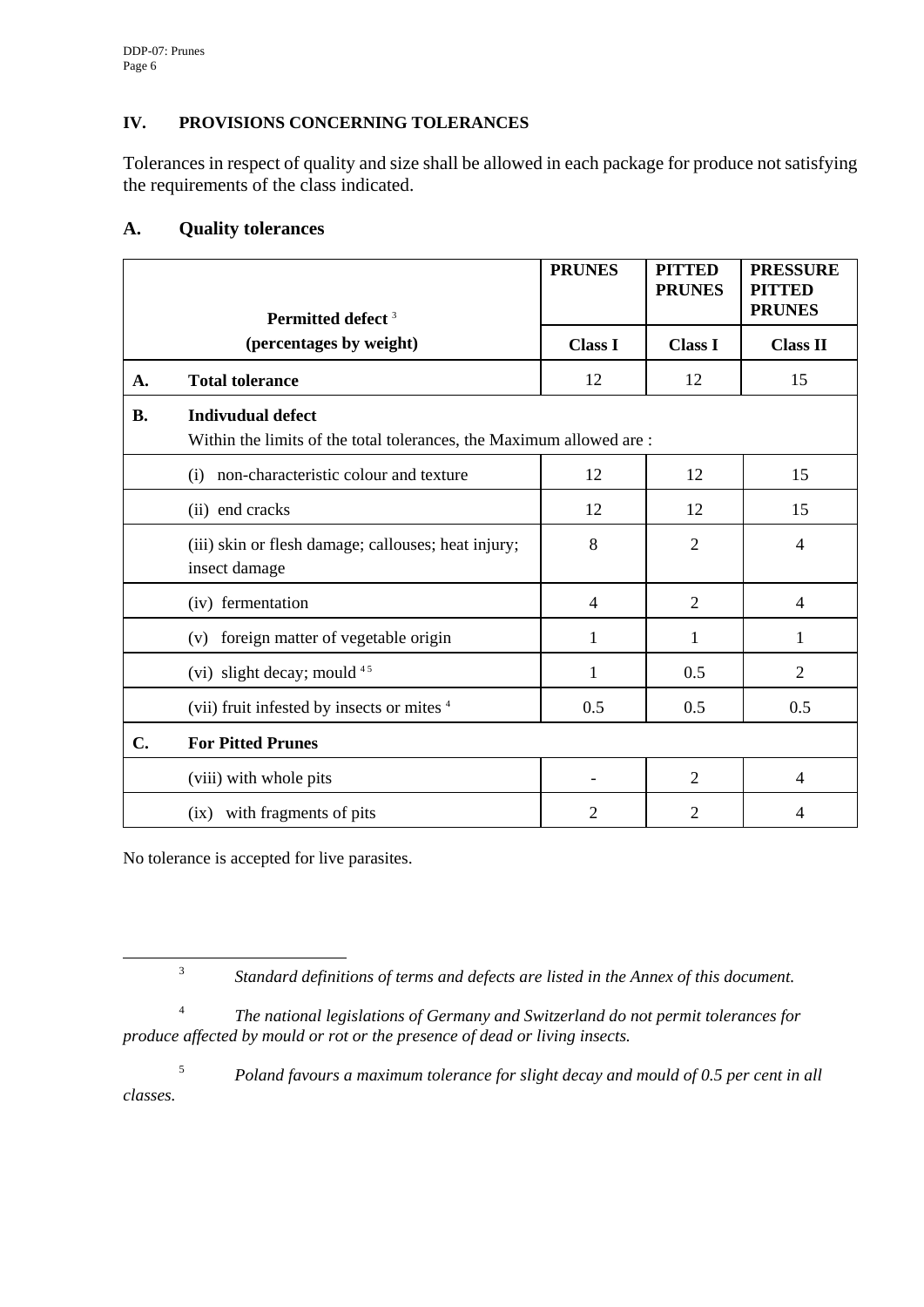## IV. PROVISIONS CONCERNING TOLERANCES

Tolerances in respect of quality and size shall be allowed in each package for produce not satisfying the requirements of the class indicated.

### A. Quality tolerances

| | Permitted defect [3] (percentages by weight) | PRUNES | PITTED PRUNES | PRESSURE PITTED PRUNES |
|---|---|---|---|---|
| | | Class I | Class I | Class II |
| A. | Total tolerance | 12 | 12 | 15 |
| B. | Indivudual defect<br>Within the limits of the total tolerances, the Maximum allowed are : | | | |
| | (i) non-characteristic colour and texture | 12 | 12 | 15 |
| | (ii) end cracks | 12 | 12 | 15 |
| | (iii) skin or flesh damage; callouses; heat injury; insect damage | 8 | 2 | 4 |
| | (iv) fermentation | 4 | 2 | 4 |
| | (v) foreign matter of vegetable origin | 1 | 1 | 1 |
| | (vi) slight decay; mould [4 5] | 1 | 0.5 | 2 |
| | (vii) fruit infested by insects or mites [4] | 0.5 | 0.5 | 0.5 |
| C. | For Pitted Prunes | | | |
| | (viii) with whole pits | - | 2 | 4 |
| | (ix) with fragments of pits | 2 | 2 | 4 |

No tolerance is accepted for live parasites.

---

[3] *Standard definitions of terms and defects are listed in the Annex of this document.*

[4] *The national legislations of Germany and Switzerland do not permit tolerances for produce affected by mould or rot or the presence of dead or living insects.*

[5] *Poland favours a maximum tolerance for slight decay and mould of 0.5 per cent in all classes.*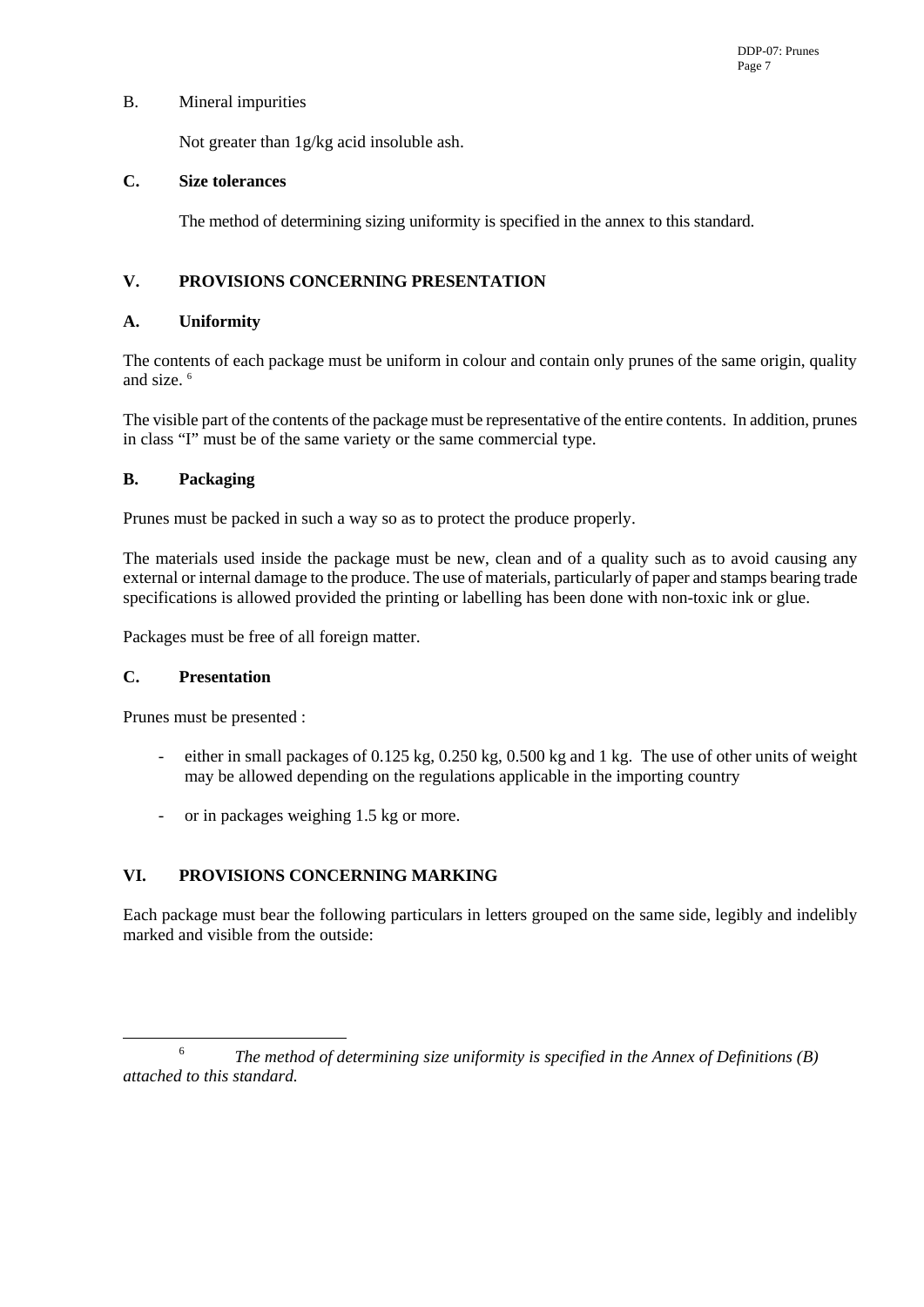B. Mineral impurities

Not greater than 1g/kg acid insoluble ash.

**C. Size tolerances**

The method of determining sizing uniformity is specified in the annex to this standard.

## V. PROVISIONS CONCERNING PRESENTATION

### A. Uniformity

The contents of each package must be uniform in colour and contain only prunes of the same origin, quality and size. [6]

The visible part of the contents of the package must be representative of the entire contents. In addition, prunes in class "I" must be of the same variety or the same commercial type.

### B. Packaging

Prunes must be packed in such a way so as to protect the produce properly.

The materials used inside the package must be new, clean and of a quality such as to avoid causing any external or internal damage to the produce. The use of materials, particularly of paper and stamps bearing trade specifications is allowed provided the printing or labelling has been done with non-toxic ink or glue.

Packages must be free of all foreign matter.

### C. Presentation

Prunes must be presented :

- either in small packages of 0.125 kg, 0.250 kg, 0.500 kg and 1 kg. The use of other units of weight may be allowed depending on the regulations applicable in the importing country
- or in packages weighing 1.5 kg or more.

## VI. PROVISIONS CONCERNING MARKING

Each package must bear the following particulars in letters grouped on the same side, legibly and indelibly marked and visible from the outside:

---

[6] *The method of determining size uniformity is specified in the Annex of Definitions (B) attached to this standard.*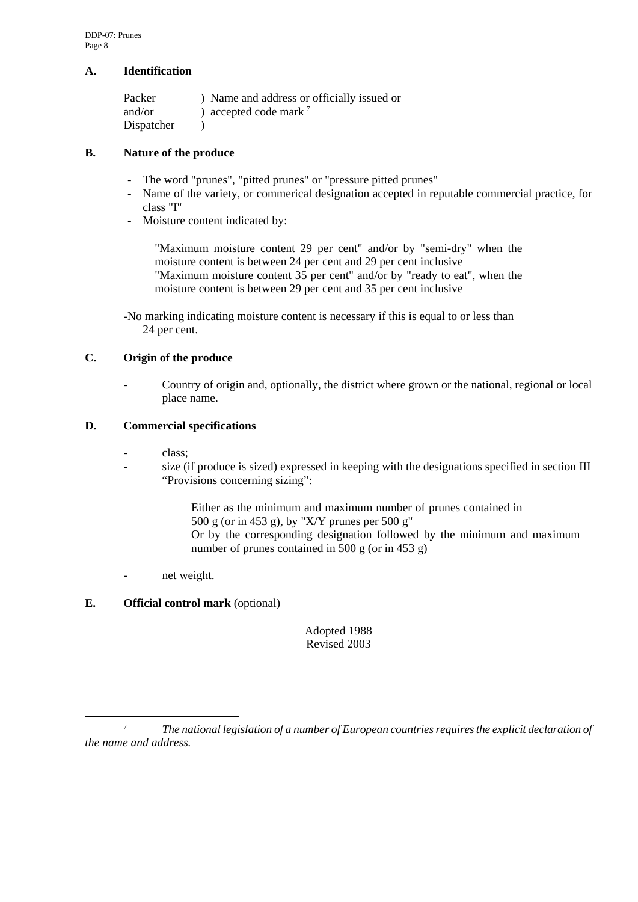### A. Identification

Packer ) Name and address or officially issued or
and/or ) accepted code mark [7]
Dispatcher )

### B. Nature of the produce

- The word "prunes", "pitted prunes" or "pressure pitted prunes"
- Name of the variety, or commerical designation accepted in reputable commercial practice, for class "I"
- Moisture content indicated by:

  "Maximum moisture content 29 per cent" and/or by "semi-dry" when the moisture content is between 24 per cent and 29 per cent inclusive
  "Maximum moisture content 35 per cent" and/or by "ready to eat", when the moisture content is between 29 per cent and 35 per cent inclusive

-No marking indicating moisture content is necessary if this is equal to or less than 24 per cent.

### C. Origin of the produce

- Country of origin and, optionally, the district where grown or the national, regional or local place name.

### D. Commercial specifications

- class;
- size (if produce is sized) expressed in keeping with the designations specified in section III "Provisions concerning sizing":

  Either as the minimum and maximum number of prunes contained in 500 g (or in 453 g), by "X/Y prunes per 500 g"
  Or by the corresponding designation followed by the minimum and maximum number of prunes contained in 500 g (or in 453 g)

- net weight.

### E. **Official control mark** (optional)

Adopted 1988
Revised 2003

---

[7] *The national legislation of a number of European countries requires the explicit declaration of the name and address.*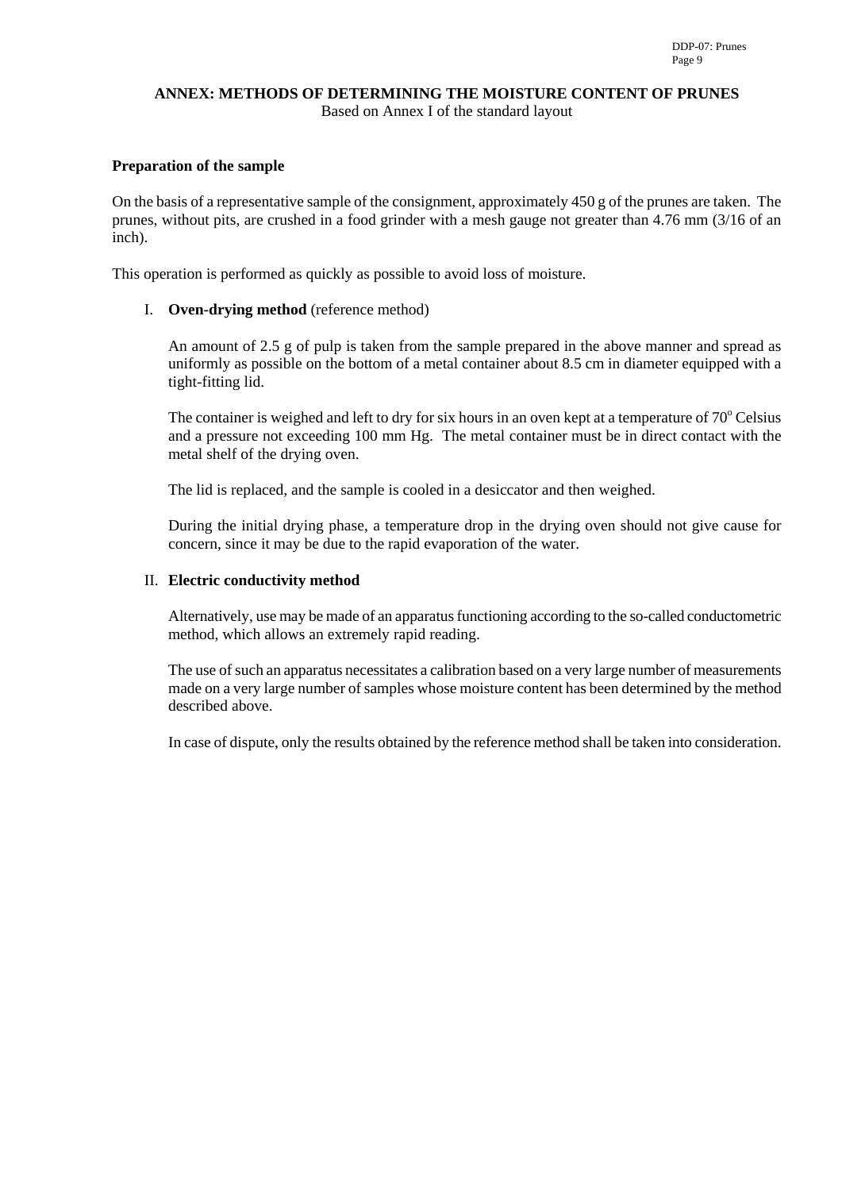## ANNEX: METHODS OF DETERMINING THE MOISTURE CONTENT OF PRUNES

Based on Annex I of the standard layout

**Preparation of the sample**

On the basis of a representative sample of the consignment, approximately 450 g of the prunes are taken. The prunes, without pits, are crushed in a food grinder with a mesh gauge not greater than 4.76 mm (3/16 of an inch).

This operation is performed as quickly as possible to avoid loss of moisture.

I. **Oven-drying method** (reference method)

An amount of 2.5 g of pulp is taken from the sample prepared in the above manner and spread as uniformly as possible on the bottom of a metal container about 8.5 cm in diameter equipped with a tight-fitting lid.

The container is weighed and left to dry for six hours in an oven kept at a temperature of 70° Celsius and a pressure not exceeding 100 mm Hg. The metal container must be in direct contact with the metal shelf of the drying oven.

The lid is replaced, and the sample is cooled in a desiccator and then weighed.

During the initial drying phase, a temperature drop in the drying oven should not give cause for concern, since it may be due to the rapid evaporation of the water.

II. **Electric conductivity method**

Alternatively, use may be made of an apparatus functioning according to the so-called conductometric method, which allows an extremely rapid reading.

The use of such an apparatus necessitates a calibration based on a very large number of measurements made on a very large number of samples whose moisture content has been determined by the method described above.

In case of dispute, only the results obtained by the reference method shall be taken into consideration.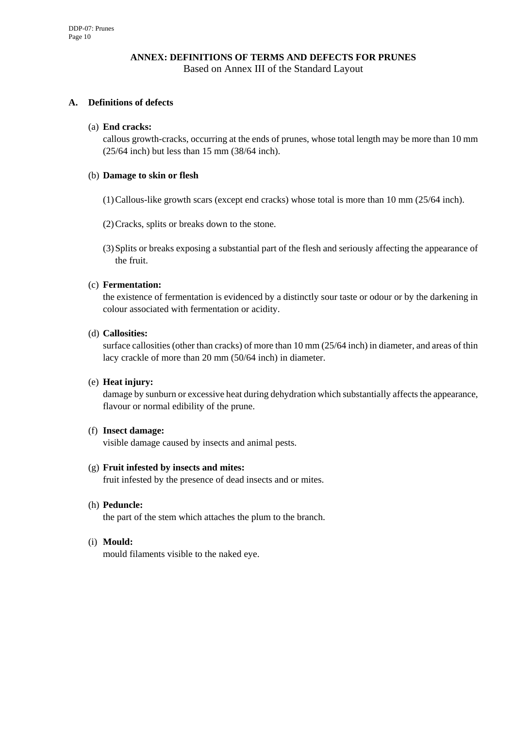## ANNEX: DEFINITIONS OF TERMS AND DEFECTS FOR PRUNES

Based on Annex III of the Standard Layout

### A. Definitions of defects

(a) **End cracks:**
callous growth-cracks, occurring at the ends of prunes, whose total length may be more than 10 mm (25/64 inch) but less than 15 mm (38/64 inch).

(b) **Damage to skin or flesh**

(1) Callous-like growth scars (except end cracks) whose total is more than 10 mm (25/64 inch).

(2) Cracks, splits or breaks down to the stone.

(3) Splits or breaks exposing a substantial part of the flesh and seriously affecting the appearance of the fruit.

(c) **Fermentation:**
the existence of fermentation is evidenced by a distinctly sour taste or odour or by the darkening in colour associated with fermentation or acidity.

(d) **Callosities:**
surface callosities (other than cracks) of more than 10 mm (25/64 inch) in diameter, and areas of thin lacy crackle of more than 20 mm (50/64 inch) in diameter.

(e) **Heat injury:**
damage by sunburn or excessive heat during dehydration which substantially affects the appearance, flavour or normal edibility of the prune.

(f) **Insect damage:**
visible damage caused by insects and animal pests.

(g) **Fruit infested by insects and mites:**
fruit infested by the presence of dead insects and or mites.

(h) **Peduncle:**
the part of the stem which attaches the plum to the branch.

(i) **Mould:**
mould filaments visible to the naked eye.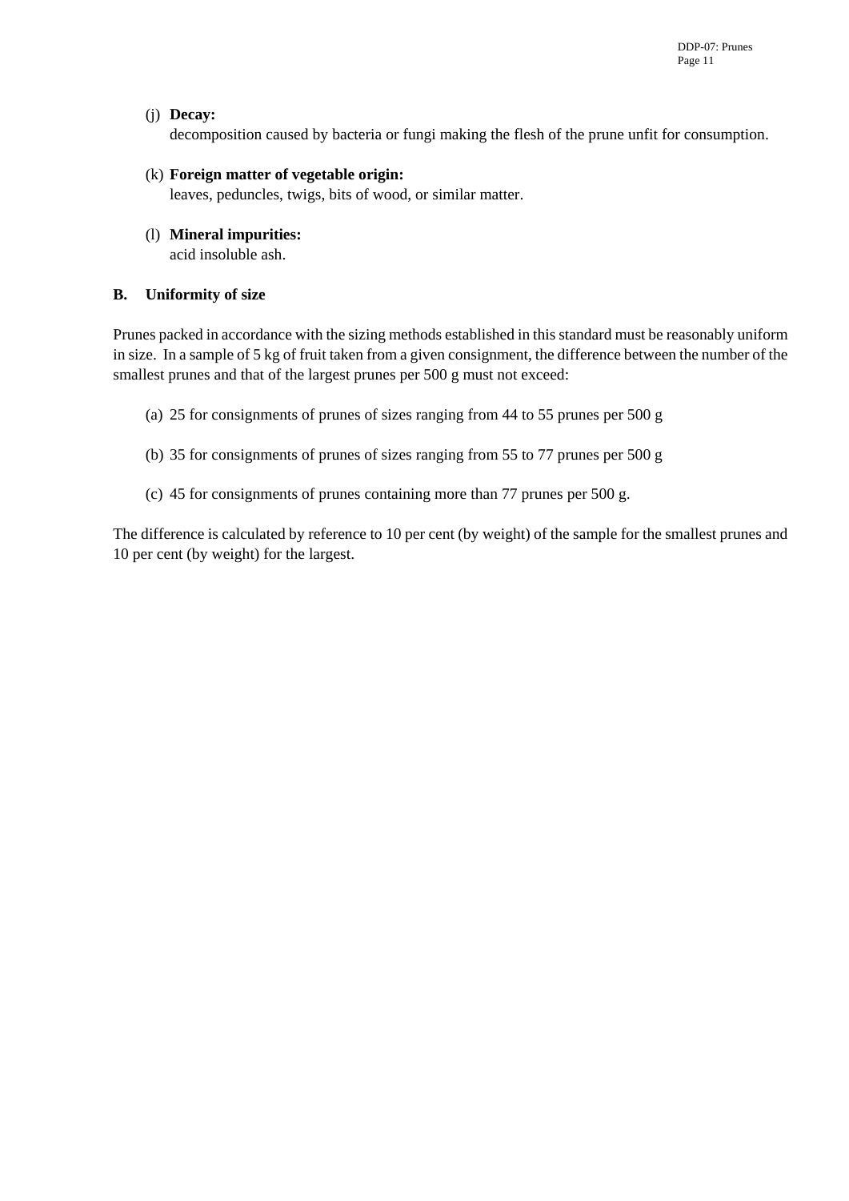(j) **Decay:**
decomposition caused by bacteria or fungi making the flesh of the prune unfit for consumption.

(k) **Foreign matter of vegetable origin:**
leaves, peduncles, twigs, bits of wood, or similar matter.

(l) **Mineral impurities:**
acid insoluble ash.

**B. Uniformity of size**

Prunes packed in accordance with the sizing methods established in this standard must be reasonably uniform in size. In a sample of 5 kg of fruit taken from a given consignment, the difference between the number of the smallest prunes and that of the largest prunes per 500 g must not exceed:

(a) 25 for consignments of prunes of sizes ranging from 44 to 55 prunes per 500 g

(b) 35 for consignments of prunes of sizes ranging from 55 to 77 prunes per 500 g

(c) 45 for consignments of prunes containing more than 77 prunes per 500 g.

The difference is calculated by reference to 10 per cent (by weight) of the sample for the smallest prunes and 10 per cent (by weight) for the largest.